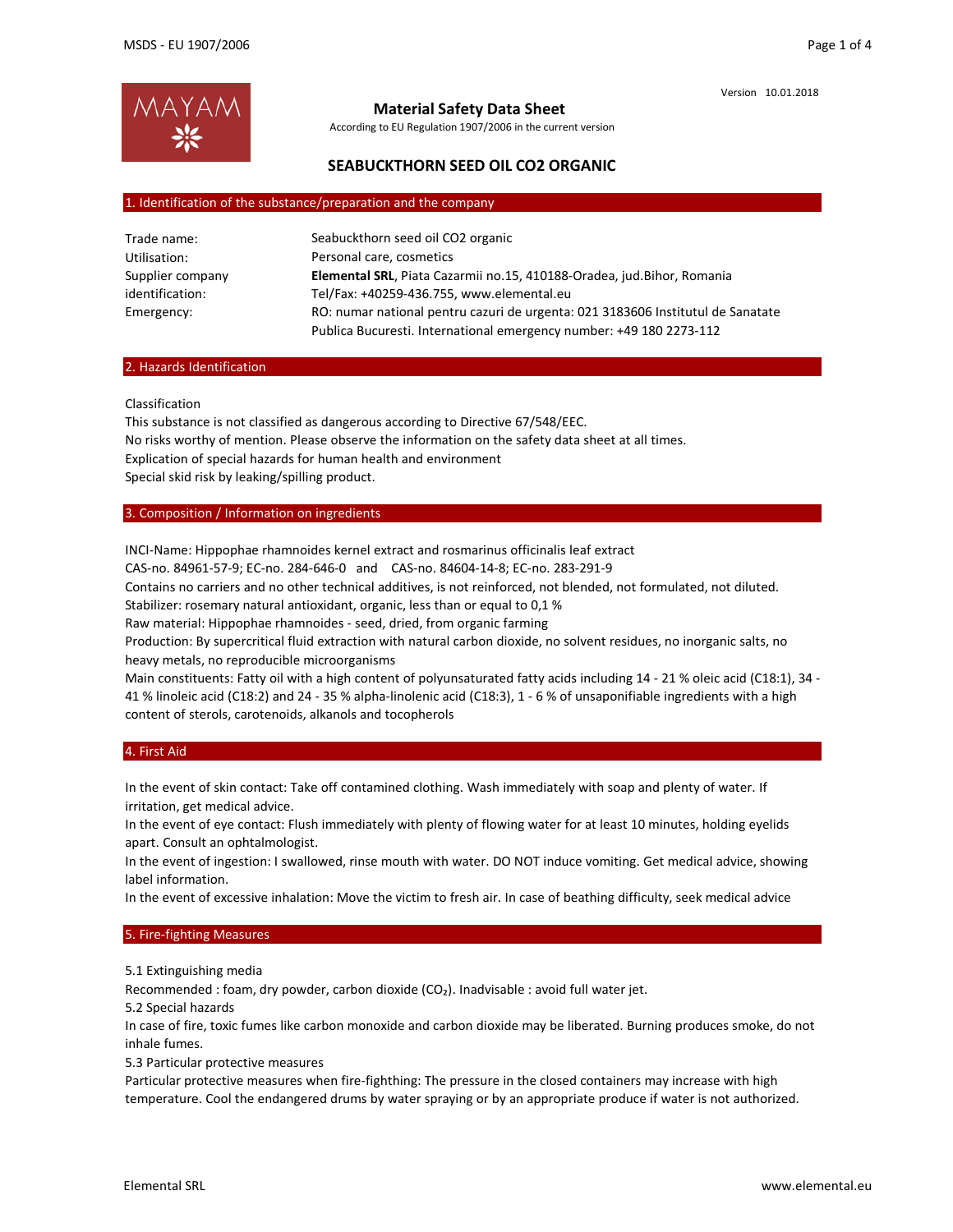Version 10.01.2018

# Material Safety Data Sheet

According to EU Regulation 1907/2006 in the current version

## SEABUCKTHORN SEED OIL CO2 ORGANIC

### 1. Identification of the substance/preparation and the company

| | |
|---|---|
| Trade name: | Seabuckthorn seed oil CO2 organic |
| Utilisation: | Personal care, cosmetics |
| Supplier company identification: | **Elemental SRL**, Piata Cazarmii no.15, 410188-Oradea, jud.Bihor, Romania<br>Tel/Fax: +40259-436.755, www.elemental.eu |
| Emergency: | RO: numar national pentru cazuri de urgenta: 021 3183606 Institutul de Sanatate Publica Bucuresti. International emergency number: +49 180 2273-112 |

### 2. Hazards Identification

Classification
This substance is not classified as dangerous according to Directive 67/548/EEC.
No risks worthy of mention. Please observe the information on the safety data sheet at all times.
Explication of special hazards for human health and environment
Special skid risk by leaking/spilling product.

### 3. Composition / Information on ingredients

INCI-Name: Hippophae rhamnoides kernel extract and rosmarinus officinalis leaf extract
CAS-no. 84961-57-9; EC-no. 284-646-0 and CAS-no. 84604-14-8; EC-no. 283-291-9
Contains no carriers and no other technical additives, is not reinforced, not blended, not formulated, not diluted.
Stabilizer: rosemary natural antioxidant, organic, less than or equal to 0,1 %
Raw material: Hippophae rhamnoides - seed, dried, from organic farming
Production: By supercritical fluid extraction with natural carbon dioxide, no solvent residues, no inorganic salts, no heavy metals, no reproducible microorganisms
Main constituents: Fatty oil with a high content of polyunsaturated fatty acids including 14 - 21 % oleic acid (C18:1), 34 - 41 % linoleic acid (C18:2) and 24 - 35 % alpha-linolenic acid (C18:3), 1 - 6 % of unsaponifiable ingredients with a high content of sterols, carotenoids, alkanols and tocopherols

### 4. First Aid

In the event of skin contact: Take off contamined clothing. Wash immediately with soap and plenty of water. If irritation, get medical advice.
In the event of eye contact: Flush immediately with plenty of flowing water for at least 10 minutes, holding eyelids apart. Consult an ophtalmologist.
In the event of ingestion: I swallowed, rinse mouth with water. DO NOT induce vomiting. Get medical advice, showing label information.
In the event of excessive inhalation: Move the victim to fresh air. In case of beathing difficulty, seek medical advice

### 5. Fire-fighting Measures

5.1 Extinguishing media
Recommended : foam, dry powder, carbon dioxide ($CO_2$). Inadvisable : avoid full water jet.
5.2 Special hazards
In case of fire, toxic fumes like carbon monoxide and carbon dioxide may be liberated. Burning produces smoke, do not inhale fumes.
5.3 Particular protective measures
Particular protective measures when fire-fighthing: The pressure in the closed containers may increase with high temperature. Cool the endangered drums by water spraying or by an appropriate produce if water is not authorized.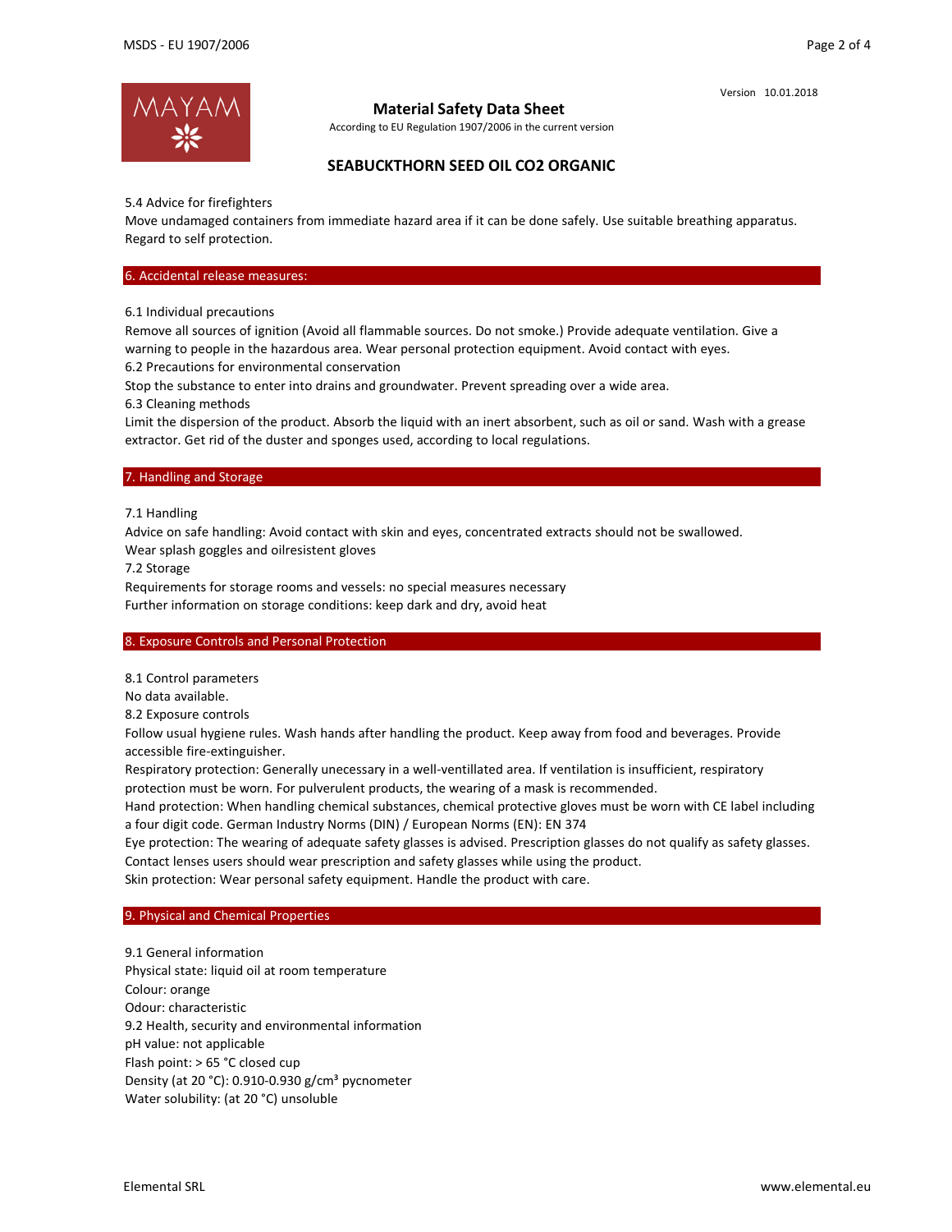**Material Safety Data Sheet**

According to EU Regulation 1907/2006 in the current version

Version 10.01.2018

## SEABUCKTHORN SEED OIL CO2 ORGANIC

5.4 Advice for firefighters

Move undamaged containers from immediate hazard area if it can be done safely. Use suitable breathing apparatus. Regard to self protection.

## 6. Accidental release measures:

6.1 Individual precautions

Remove all sources of ignition (Avoid all flammable sources. Do not smoke.) Provide adequate ventilation. Give a warning to people in the hazardous area. Wear personal protection equipment. Avoid contact with eyes.

6.2 Precautions for environmental conservation

Stop the substance to enter into drains and groundwater. Prevent spreading over a wide area.

6.3 Cleaning methods

Limit the dispersion of the product. Absorb the liquid with an inert absorbent, such as oil or sand. Wash with a grease extractor. Get rid of the duster and sponges used, according to local regulations.

## 7. Handling and Storage

7.1 Handling

Advice on safe handling: Avoid contact with skin and eyes, concentrated extracts should not be swallowed.

Wear splash goggles and oilresistent gloves

7.2 Storage

Requirements for storage rooms and vessels: no special measures necessary

Further information on storage conditions: keep dark and dry, avoid heat

## 8. Exposure Controls and Personal Protection

8.1 Control parameters

No data available.

8.2 Exposure controls

Follow usual hygiene rules. Wash hands after handling the product. Keep away from food and beverages. Provide accessible fire-extinguisher.

Respiratory protection: Generally unecessary in a well-ventillated area. If ventilation is insufficient, respiratory protection must be worn. For pulverulent products, the wearing of a mask is recommended.

Hand protection: When handling chemical substances, chemical protective gloves must be worn with CE label including a four digit code. German Industry Norms (DIN) / European Norms (EN): EN 374

Eye protection: The wearing of adequate safety glasses is advised. Prescription glasses do not qualify as safety glasses. Contact lenses users should wear prescription and safety glasses while using the product.

Skin protection: Wear personal safety equipment. Handle the product with care.

## 9. Physical and Chemical Properties

9.1 General information

Physical state: liquid oil at room temperature

Colour: orange

Odour: characteristic

9.2 Health, security and environmental information

pH value: not applicable

Flash point: > 65 °C closed cup

Density (at 20 °C): 0.910-0.930 g/cm³ pycnometer

Water solubility: (at 20 °C) unsoluble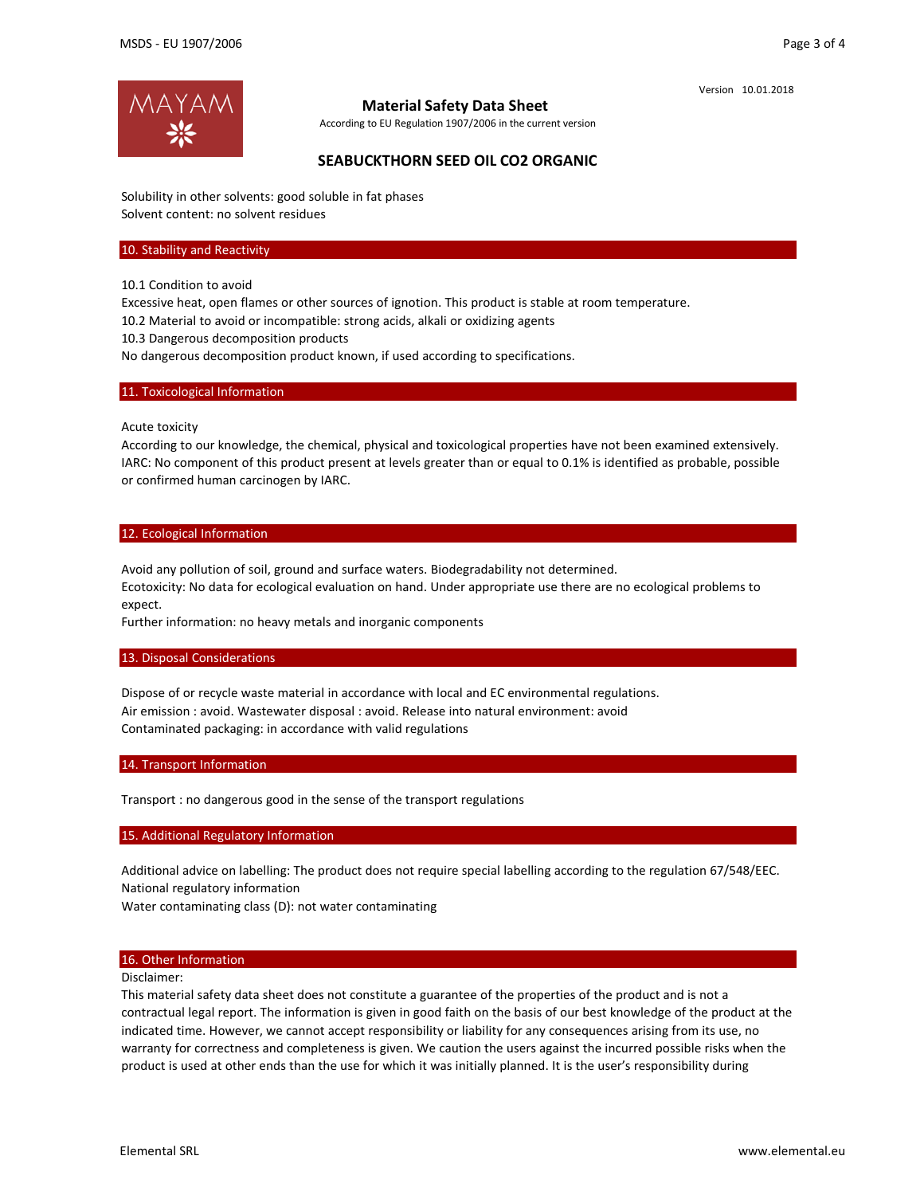Version 10.01.2018

**Material Safety Data Sheet**

According to EU Regulation 1907/2006 in the current version

# SEABUCKTHORN SEED OIL CO2 ORGANIC

Solubility in other solvents: good soluble in fat phases
Solvent content: no solvent residues

## 10. Stability and Reactivity

10.1 Condition to avoid
Excessive heat, open flames or other sources of ignotion. This product is stable at room temperature.
10.2 Material to avoid or incompatible: strong acids, alkali or oxidizing agents
10.3 Dangerous decomposition products
No dangerous decomposition product known, if used according to specifications.

## 11. Toxicological Information

Acute toxicity
According to our knowledge, the chemical, physical and toxicological properties have not been examined extensively.
IARC: No component of this product present at levels greater than or equal to 0.1% is identified as probable, possible or confirmed human carcinogen by IARC.

## 12. Ecological Information

Avoid any pollution of soil, ground and surface waters. Biodegradability not determined.
Ecotoxicity: No data for ecological evaluation on hand. Under appropriate use there are no ecological problems to expect.
Further information: no heavy metals and inorganic components

## 13. Disposal Considerations

Dispose of or recycle waste material in accordance with local and EC environmental regulations.
Air emission : avoid. Wastewater disposal : avoid. Release into natural environment: avoid
Contaminated packaging: in accordance with valid regulations

## 14. Transport Information

Transport : no dangerous good in the sense of the transport regulations

## 15. Additional Regulatory Information

Additional advice on labelling: The product does not require special labelling according to the regulation 67/548/EEC.
National regulatory information
Water contaminating class (D): not water contaminating

## 16. Other Information

Disclaimer:
This material safety data sheet does not constitute a guarantee of the properties of the product and is not a contractual legal report. The information is given in good faith on the basis of our best knowledge of the product at the indicated time. However, we cannot accept responsibility or liability for any consequences arising from its use, no warranty for correctness and completeness is given. We caution the users against the incurred possible risks when the product is used at other ends than the use for which it was initially planned. It is the user's responsibility during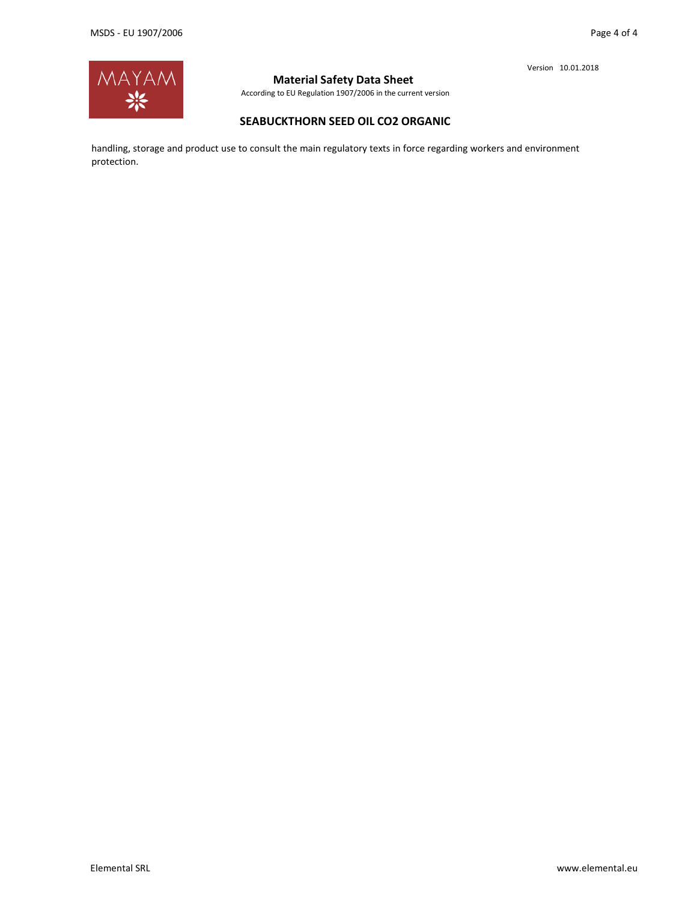handling, storage and product use to consult the main regulatory texts in force regarding workers and environment protection.